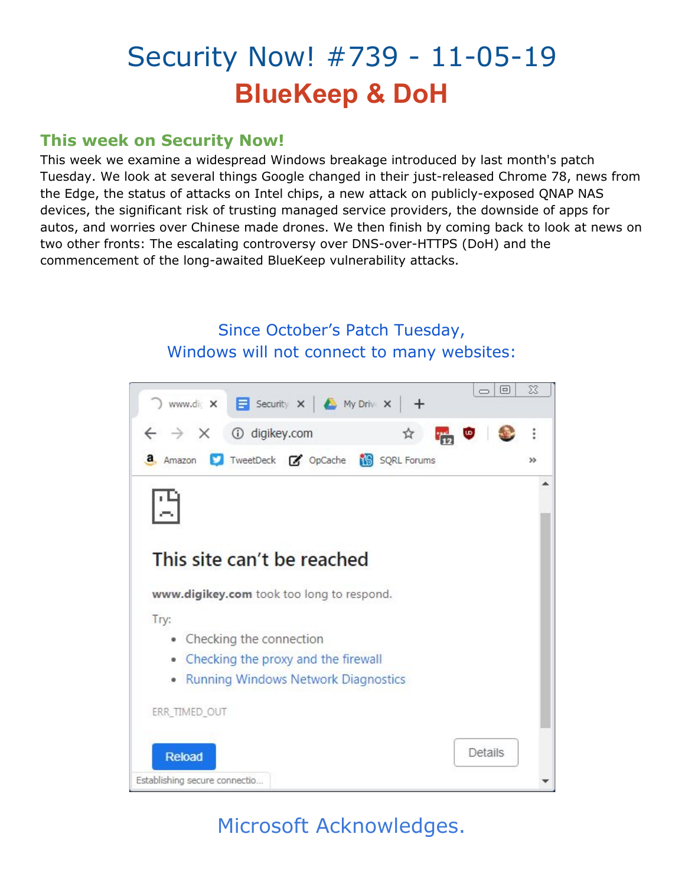# Security Now! #739 - 11-05-19
## BlueKeep & DoH

### This week on Security Now!

This week we examine a widespread Windows breakage introduced by last month's patch Tuesday. We look at several things Google changed in their just-released Chrome 78, news from the Edge, the status of attacks on Intel chips, a new attack on publicly-exposed QNAP NAS devices, the significant risk of trusting managed service providers, the downside of apps for autos, and worries over Chinese made drones. We then finish by coming back to look at news on two other fronts: The escalating controversy over DNS-over-HTTPS (DoH) and the commencement of the long-awaited BlueKeep vulnerability attacks.

Since October's Patch Tuesday,
Windows will not connect to many websites:

Microsoft Acknowledges.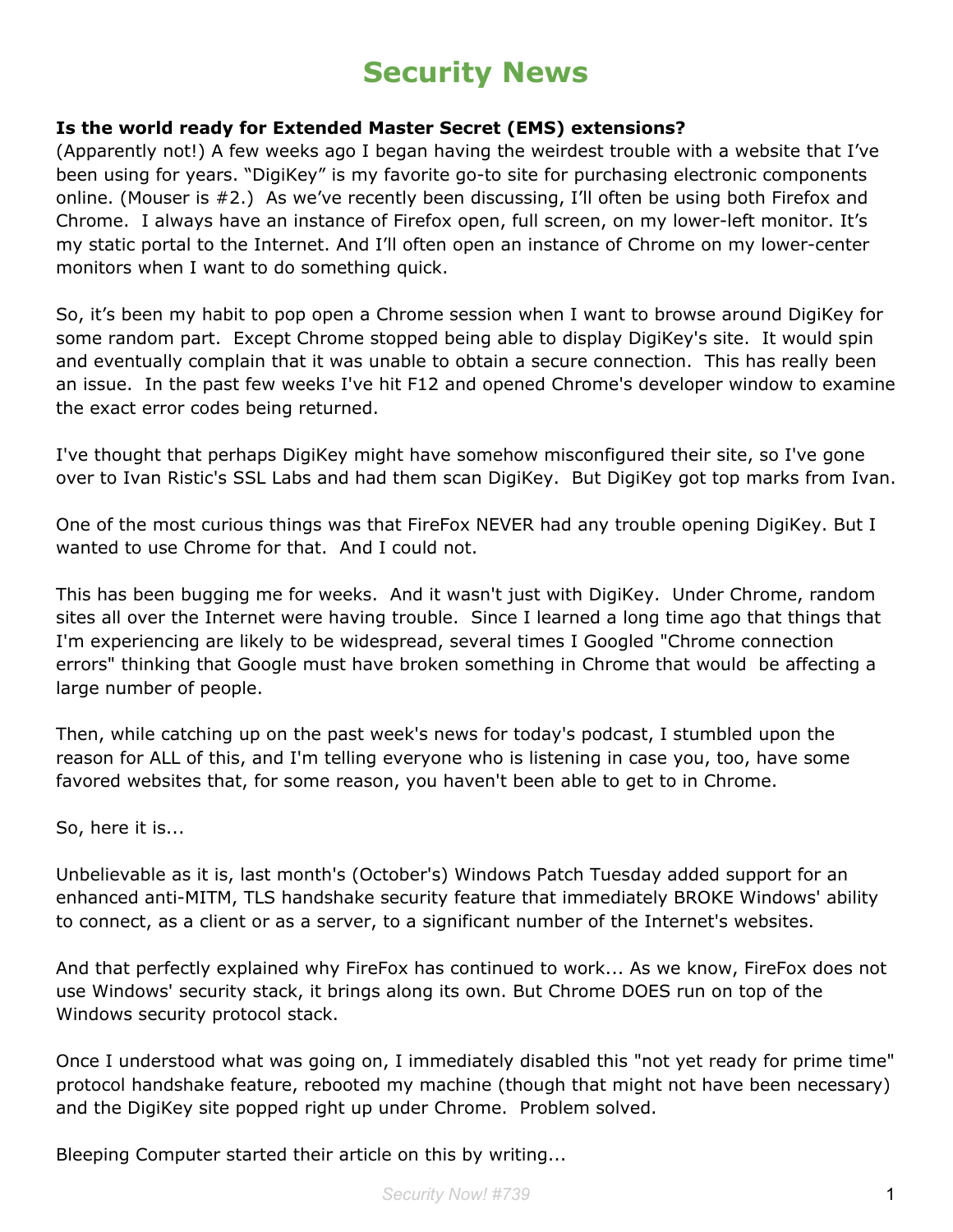# Security News

**Is the world ready for Extended Master Secret (EMS) extensions?**
(Apparently not!) A few weeks ago I began having the weirdest trouble with a website that I've been using for years. "DigiKey" is my favorite go-to site for purchasing electronic components online. (Mouser is #2.) As we've recently been discussing, I'll often be using both Firefox and Chrome. I always have an instance of Firefox open, full screen, on my lower-left monitor. It's my static portal to the Internet. And I'll often open an instance of Chrome on my lower-center monitors when I want to do something quick.

So, it's been my habit to pop open a Chrome session when I want to browse around DigiKey for some random part. Except Chrome stopped being able to display DigiKey's site. It would spin and eventually complain that it was unable to obtain a secure connection. This has really been an issue. In the past few weeks I've hit F12 and opened Chrome's developer window to examine the exact error codes being returned.

I've thought that perhaps DigiKey might have somehow misconfigured their site, so I've gone over to Ivan Ristic's SSL Labs and had them scan DigiKey. But DigiKey got top marks from Ivan.

One of the most curious things was that FireFox NEVER had any trouble opening DigiKey. But I wanted to use Chrome for that. And I could not.

This has been bugging me for weeks. And it wasn't just with DigiKey. Under Chrome, random sites all over the Internet were having trouble. Since I learned a long time ago that things that I'm experiencing are likely to be widespread, several times I Googled "Chrome connection errors" thinking that Google must have broken something in Chrome that would be affecting a large number of people.

Then, while catching up on the past week's news for today's podcast, I stumbled upon the reason for ALL of this, and I'm telling everyone who is listening in case you, too, have some favored websites that, for some reason, you haven't been able to get to in Chrome.

So, here it is...

Unbelievable as it is, last month's (October's) Windows Patch Tuesday added support for an enhanced anti-MITM, TLS handshake security feature that immediately BROKE Windows' ability to connect, as a client or as a server, to a significant number of the Internet's websites.

And that perfectly explained why FireFox has continued to work... As we know, FireFox does not use Windows' security stack, it brings along its own. But Chrome DOES run on top of the Windows security protocol stack.

Once I understood what was going on, I immediately disabled this "not yet ready for prime time" protocol handshake feature, rebooted my machine (though that might not have been necessary) and the DigiKey site popped right up under Chrome. Problem solved.

Bleeping Computer started their article on this by writing...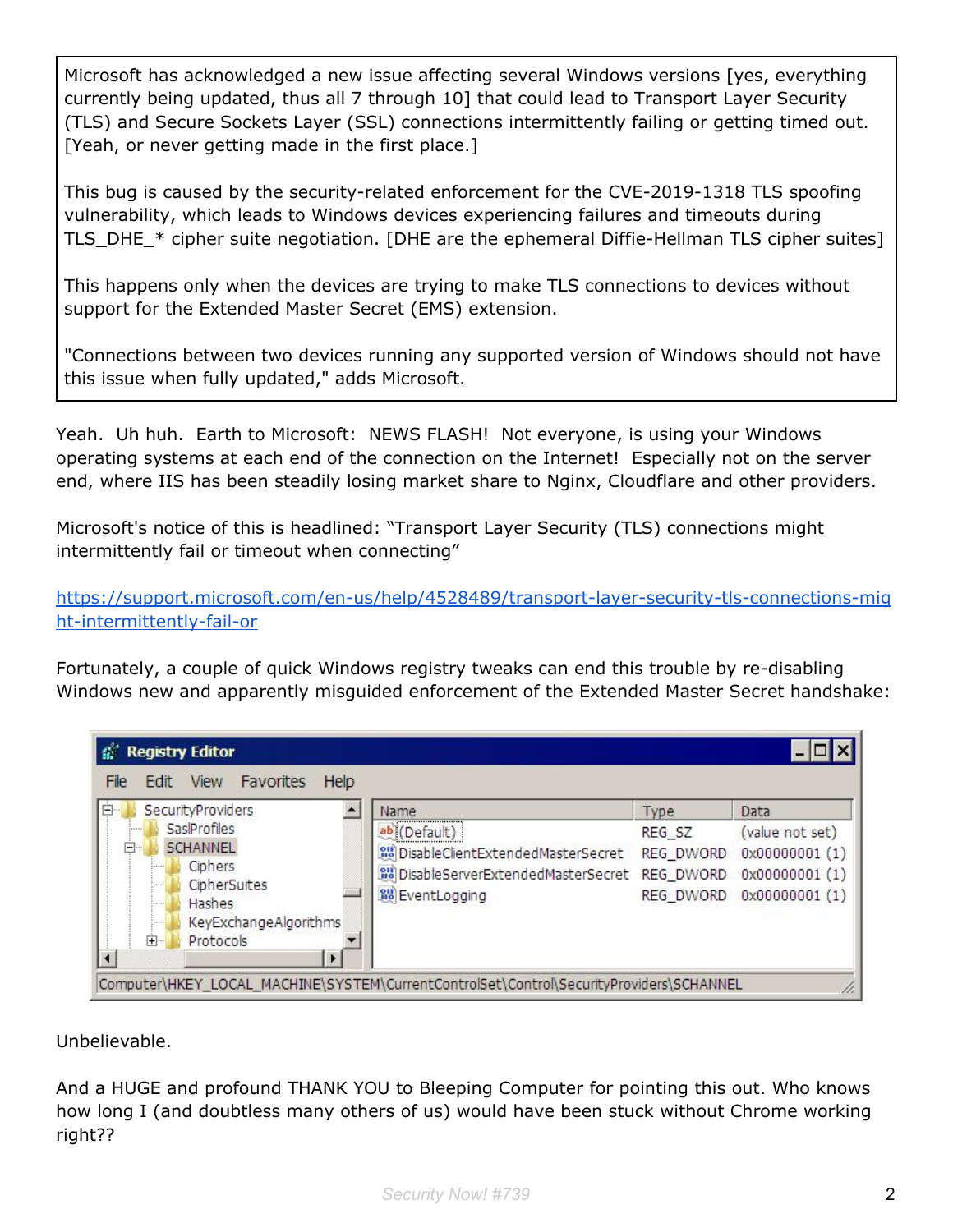> Microsoft has acknowledged a new issue affecting several Windows versions [yes, everything currently being updated, thus all 7 through 10] that could lead to Transport Layer Security (TLS) and Secure Sockets Layer (SSL) connections intermittently failing or getting timed out. [Yeah, or never getting made in the first place.]
>
> This bug is caused by the security-related enforcement for the CVE-2019-1318 TLS spoofing vulnerability, which leads to Windows devices experiencing failures and timeouts during TLS_DHE_* cipher suite negotiation. [DHE are the ephemeral Diffie-Hellman TLS cipher suites]
>
> This happens only when the devices are trying to make TLS connections to devices without support for the Extended Master Secret (EMS) extension.
>
> "Connections between two devices running any supported version of Windows should not have this issue when fully updated," adds Microsoft.

Yeah. Uh huh. Earth to Microsoft: NEWS FLASH! Not everyone, is using your Windows operating systems at each end of the connection on the Internet! Especially not on the server end, where IIS has been steadily losing market share to Nginx, Cloudflare and other providers.

Microsoft's notice of this is headlined: "Transport Layer Security (TLS) connections might intermittently fail or timeout when connecting"

https://support.microsoft.com/en-us/help/4528489/transport-layer-security-tls-connections-might-intermittently-fail-or

Fortunately, a couple of quick Windows registry tweaks can end this trouble by re-disabling Windows new and apparently misguided enforcement of the Extended Master Secret handshake:

Computer\HKEY_LOCAL_MACHINE\SYSTEM\CurrentControlSet\Control\SecurityProviders\SCHANNEL

| Name | Type | Data |
|---|---|---|
| (Default) | REG_SZ | (value not set) |
| DisableClientExtendedMasterSecret | REG_DWORD | 0x00000001 (1) |
| DisableServerExtendedMasterSecret | REG_DWORD | 0x00000001 (1) |
| EventLogging | REG_DWORD | 0x00000001 (1) |

Unbelievable.

And a HUGE and profound THANK YOU to Bleeping Computer for pointing this out. Who knows how long I (and doubtless many others of us) would have been stuck without Chrome working right??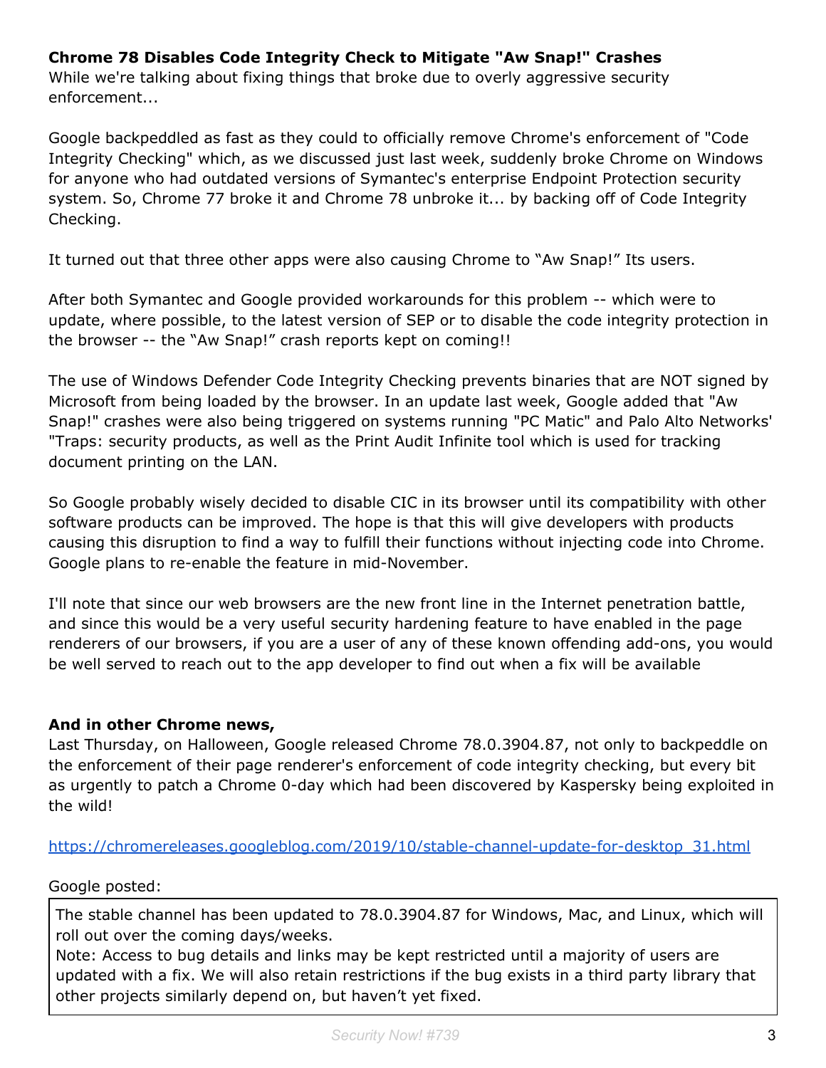**Chrome 78 Disables Code Integrity Check to Mitigate "Aw Snap!" Crashes**

While we're talking about fixing things that broke due to overly aggressive security enforcement...

Google backpeddled as fast as they could to officially remove Chrome's enforcement of "Code Integrity Checking" which, as we discussed just last week, suddenly broke Chrome on Windows for anyone who had outdated versions of Symantec's enterprise Endpoint Protection security system. So, Chrome 77 broke it and Chrome 78 unbroke it... by backing off of Code Integrity Checking.

It turned out that three other apps were also causing Chrome to “Aw Snap!” Its users.

After both Symantec and Google provided workarounds for this problem -- which were to update, where possible, to the latest version of SEP or to disable the code integrity protection in the browser -- the “Aw Snap!” crash reports kept on coming!!

The use of Windows Defender Code Integrity Checking prevents binaries that are NOT signed by Microsoft from being loaded by the browser. In an update last week, Google added that "Aw Snap!" crashes were also being triggered on systems running "PC Matic" and Palo Alto Networks' "Traps: security products, as well as the Print Audit Infinite tool which is used for tracking document printing on the LAN.

So Google probably wisely decided to disable CIC in its browser until its compatibility with other software products can be improved. The hope is that this will give developers with products causing this disruption to find a way to fulfill their functions without injecting code into Chrome. Google plans to re-enable the feature in mid-November.

I'll note that since our web browsers are the new front line in the Internet penetration battle, and since this would be a very useful security hardening feature to have enabled in the page renderers of our browsers, if you are a user of any of these known offending add-ons, you would be well served to reach out to the app developer to find out when a fix will be available

**And in other Chrome news,**

Last Thursday, on Halloween, Google released Chrome 78.0.3904.87, not only to backpeddle on the enforcement of their page renderer's enforcement of code integrity checking, but every bit as urgently to patch a Chrome 0-day which had been discovered by Kaspersky being exploited in the wild!

https://chromereleases.googleblog.com/2019/10/stable-channel-update-for-desktop_31.html

Google posted:

> The stable channel has been updated to 78.0.3904.87 for Windows, Mac, and Linux, which will roll out over the coming days/weeks.
> Note: Access to bug details and links may be kept restricted until a majority of users are updated with a fix. We will also retain restrictions if the bug exists in a third party library that other projects similarly depend on, but haven’t yet fixed.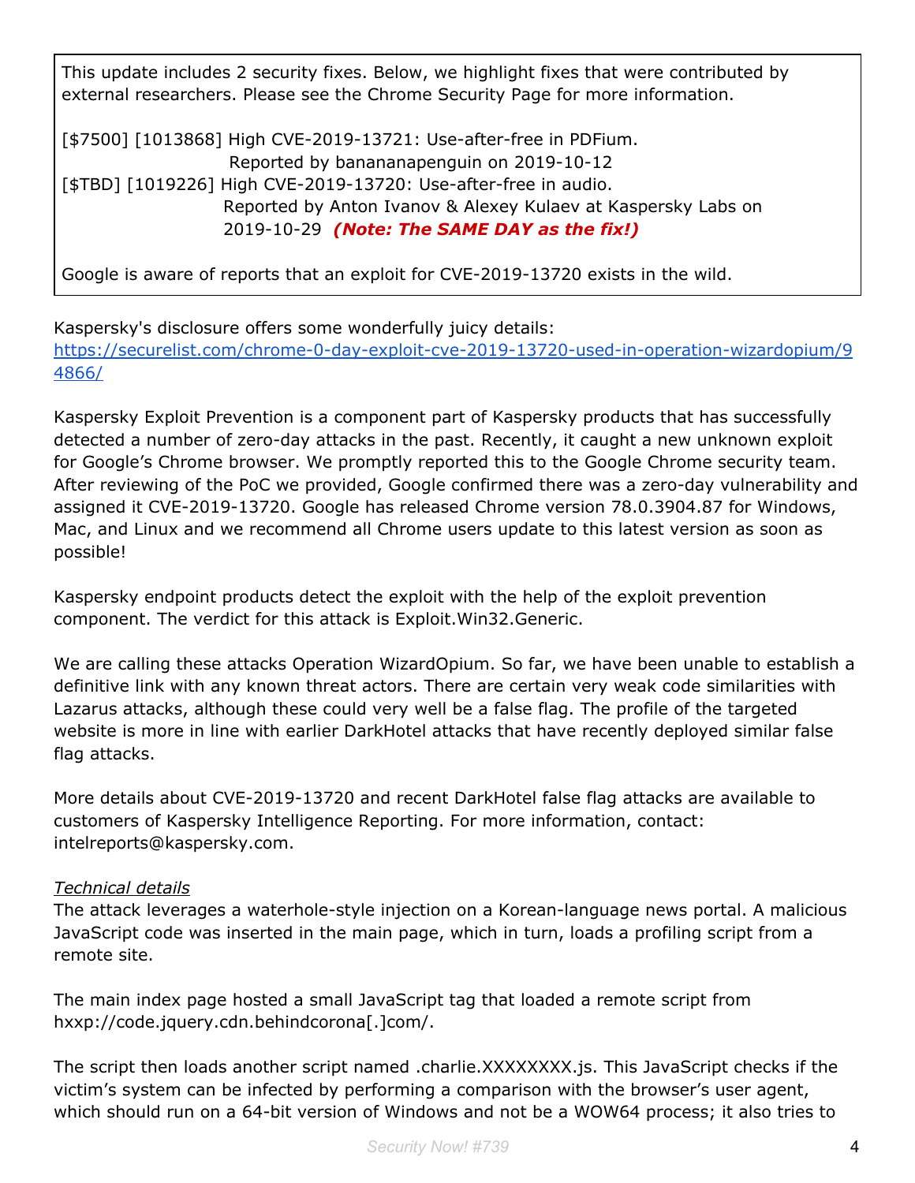This update includes 2 security fixes. Below, we highlight fixes that were contributed by external researchers. Please see the Chrome Security Page for more information.

[$7500] [1013868] High CVE-2019-13721: Use-after-free in PDFium.
Reported by banananapenguin on 2019-10-12
[$TBD] [1019226] High CVE-2019-13720: Use-after-free in audio.
Reported by Anton Ivanov & Alexey Kulaev at Kaspersky Labs on 2019-10-29 ***(Note: The SAME DAY as the fix!)***

Google is aware of reports that an exploit for CVE-2019-13720 exists in the wild.

Kaspersky's disclosure offers some wonderfully juicy details:
https://securelist.com/chrome-0-day-exploit-cve-2019-13720-used-in-operation-wizardopium/94866/

Kaspersky Exploit Prevention is a component part of Kaspersky products that has successfully detected a number of zero-day attacks in the past. Recently, it caught a new unknown exploit for Google's Chrome browser. We promptly reported this to the Google Chrome security team. After reviewing of the PoC we provided, Google confirmed there was a zero-day vulnerability and assigned it CVE-2019-13720. Google has released Chrome version 78.0.3904.87 for Windows, Mac, and Linux and we recommend all Chrome users update to this latest version as soon as possible!

Kaspersky endpoint products detect the exploit with the help of the exploit prevention component. The verdict for this attack is Exploit.Win32.Generic.

We are calling these attacks Operation WizardOpium. So far, we have been unable to establish a definitive link with any known threat actors. There are certain very weak code similarities with Lazarus attacks, although these could very well be a false flag. The profile of the targeted website is more in line with earlier DarkHotel attacks that have recently deployed similar false flag attacks.

More details about CVE-2019-13720 and recent DarkHotel false flag attacks are available to customers of Kaspersky Intelligence Reporting. For more information, contact: intelreports@kaspersky.com.

*Technical details*

The attack leverages a waterhole-style injection on a Korean-language news portal. A malicious JavaScript code was inserted in the main page, which in turn, loads a profiling script from a remote site.

The main index page hosted a small JavaScript tag that loaded a remote script from hxxp://code.jquery.cdn.behindcorona[.]com/.

The script then loads another script named .charlie.XXXXXXXX.js. This JavaScript checks if the victim's system can be infected by performing a comparison with the browser's user agent, which should run on a 64-bit version of Windows and not be a WOW64 process; it also tries to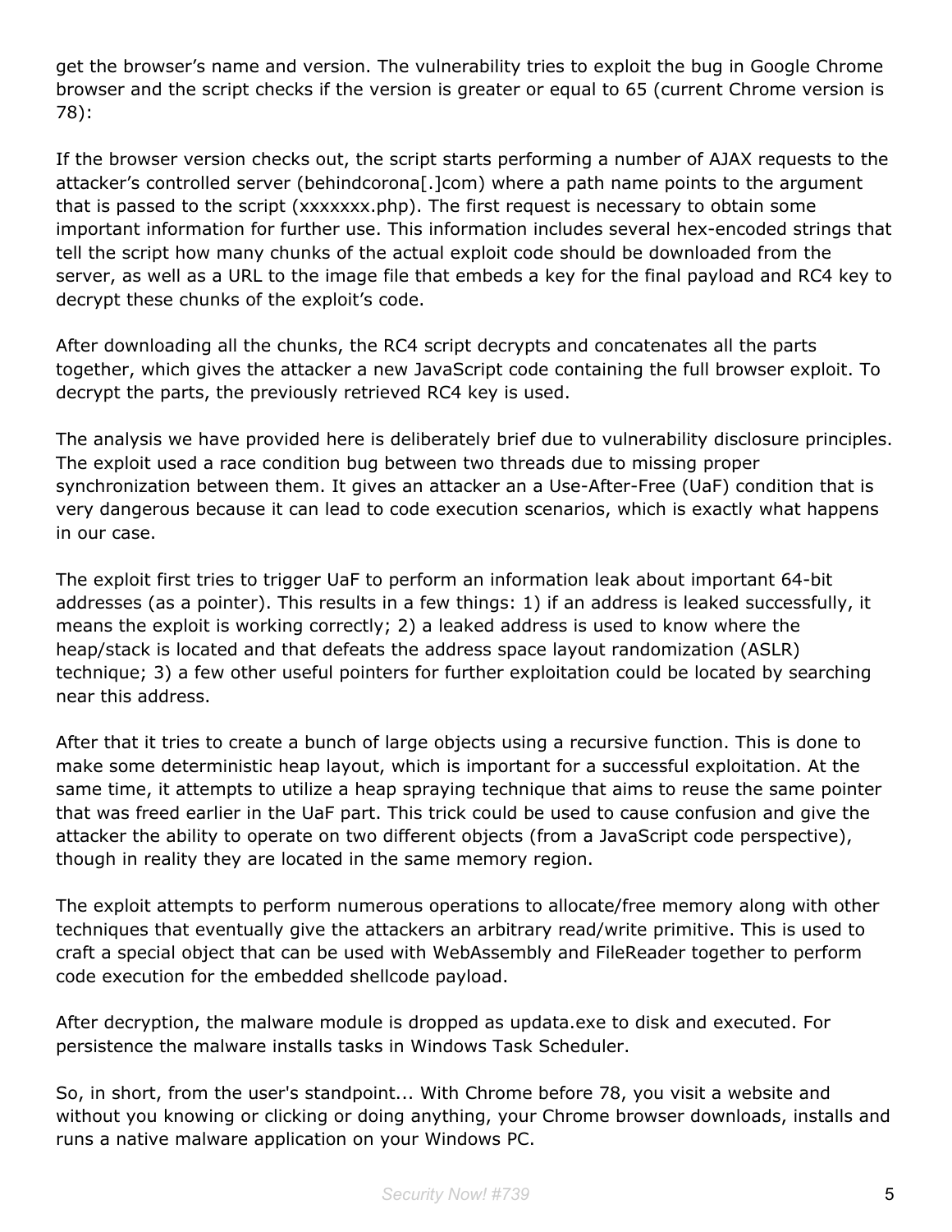get the browser's name and version. The vulnerability tries to exploit the bug in Google Chrome browser and the script checks if the version is greater or equal to 65 (current Chrome version is 78):

If the browser version checks out, the script starts performing a number of AJAX requests to the attacker's controlled server (behindcorona[.]com) where a path name points to the argument that is passed to the script (xxxxxxx.php). The first request is necessary to obtain some important information for further use. This information includes several hex-encoded strings that tell the script how many chunks of the actual exploit code should be downloaded from the server, as well as a URL to the image file that embeds a key for the final payload and RC4 key to decrypt these chunks of the exploit's code.

After downloading all the chunks, the RC4 script decrypts and concatenates all the parts together, which gives the attacker a new JavaScript code containing the full browser exploit. To decrypt the parts, the previously retrieved RC4 key is used.

The analysis we have provided here is deliberately brief due to vulnerability disclosure principles. The exploit used a race condition bug between two threads due to missing proper synchronization between them. It gives an attacker an a Use-After-Free (UaF) condition that is very dangerous because it can lead to code execution scenarios, which is exactly what happens in our case.

The exploit first tries to trigger UaF to perform an information leak about important 64-bit addresses (as a pointer). This results in a few things: 1) if an address is leaked successfully, it means the exploit is working correctly; 2) a leaked address is used to know where the heap/stack is located and that defeats the address space layout randomization (ASLR) technique; 3) a few other useful pointers for further exploitation could be located by searching near this address.

After that it tries to create a bunch of large objects using a recursive function. This is done to make some deterministic heap layout, which is important for a successful exploitation. At the same time, it attempts to utilize a heap spraying technique that aims to reuse the same pointer that was freed earlier in the UaF part. This trick could be used to cause confusion and give the attacker the ability to operate on two different objects (from a JavaScript code perspective), though in reality they are located in the same memory region.

The exploit attempts to perform numerous operations to allocate/free memory along with other techniques that eventually give the attackers an arbitrary read/write primitive. This is used to craft a special object that can be used with WebAssembly and FileReader together to perform code execution for the embedded shellcode payload.

After decryption, the malware module is dropped as updata.exe to disk and executed. For persistence the malware installs tasks in Windows Task Scheduler.

So, in short, from the user's standpoint... With Chrome before 78, you visit a website and without you knowing or clicking or doing anything, your Chrome browser downloads, installs and runs a native malware application on your Windows PC.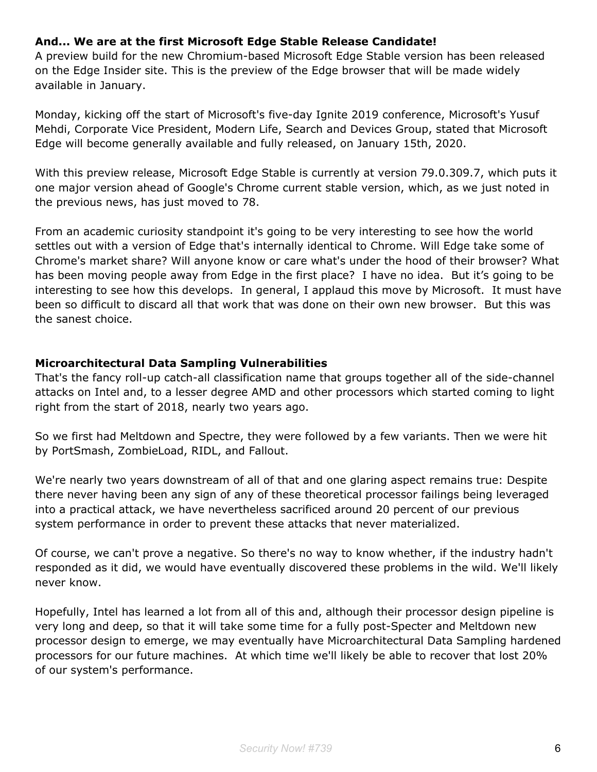**And... We are at the first Microsoft Edge Stable Release Candidate!**

A preview build for the new Chromium-based Microsoft Edge Stable version has been released on the Edge Insider site. This is the preview of the Edge browser that will be made widely available in January.

Monday, kicking off the start of Microsoft's five-day Ignite 2019 conference, Microsoft's Yusuf Mehdi, Corporate Vice President, Modern Life, Search and Devices Group, stated that Microsoft Edge will become generally available and fully released, on January 15th, 2020.

With this preview release, Microsoft Edge Stable is currently at version 79.0.309.7, which puts it one major version ahead of Google's Chrome current stable version, which, as we just noted in the previous news, has just moved to 78.

From an academic curiosity standpoint it's going to be very interesting to see how the world settles out with a version of Edge that's internally identical to Chrome. Will Edge take some of Chrome's market share? Will anyone know or care what's under the hood of their browser? What has been moving people away from Edge in the first place? I have no idea. But it's going to be interesting to see how this develops. In general, I applaud this move by Microsoft. It must have been so difficult to discard all that work that was done on their own new browser. But this was the sanest choice.

**Microarchitectural Data Sampling Vulnerabilities**

That's the fancy roll-up catch-all classification name that groups together all of the side-channel attacks on Intel and, to a lesser degree AMD and other processors which started coming to light right from the start of 2018, nearly two years ago.

So we first had Meltdown and Spectre, they were followed by a few variants. Then we were hit by PortSmash, ZombieLoad, RIDL, and Fallout.

We're nearly two years downstream of all of that and one glaring aspect remains true: Despite there never having been any sign of any of these theoretical processor failings being leveraged into a practical attack, we have nevertheless sacrificed around 20 percent of our previous system performance in order to prevent these attacks that never materialized.

Of course, we can't prove a negative. So there's no way to know whether, if the industry hadn't responded as it did, we would have eventually discovered these problems in the wild. We'll likely never know.

Hopefully, Intel has learned a lot from all of this and, although their processor design pipeline is very long and deep, so that it will take some time for a fully post-Specter and Meltdown new processor design to emerge, we may eventually have Microarchitectural Data Sampling hardened processors for our future machines. At which time we'll likely be able to recover that lost 20% of our system's performance.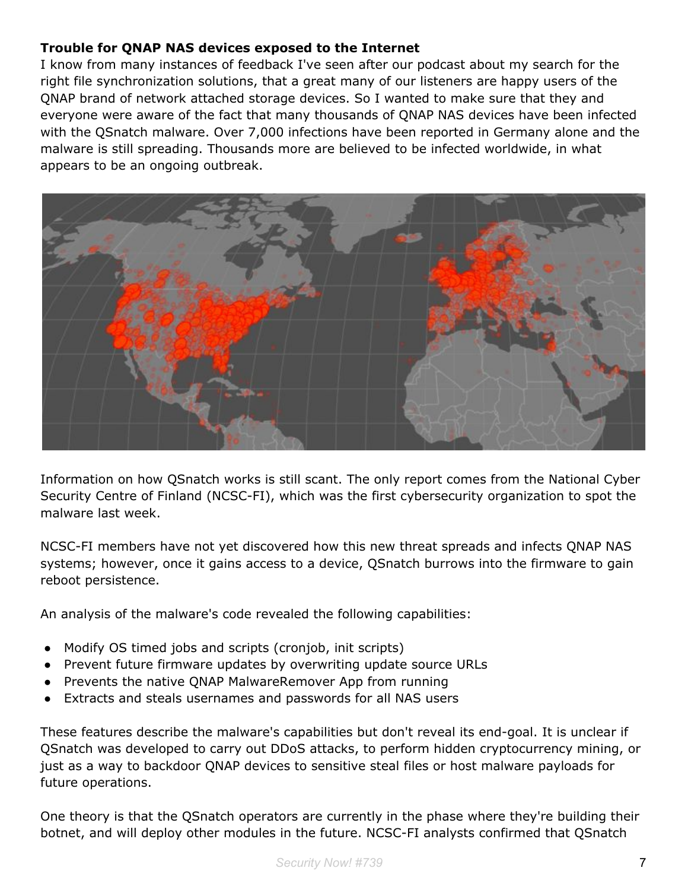**Trouble for QNAP NAS devices exposed to the Internet**

I know from many instances of feedback I've seen after our podcast about my search for the right file synchronization solutions, that a great many of our listeners are happy users of the QNAP brand of network attached storage devices. So I wanted to make sure that they and everyone were aware of the fact that many thousands of QNAP NAS devices have been infected with the QSnatch malware. Over 7,000 infections have been reported in Germany alone and the malware is still spreading. Thousands more are believed to be infected worldwide, in what appears to be an ongoing outbreak.

Information on how QSnatch works is still scant. The only report comes from the National Cyber Security Centre of Finland (NCSC-FI), which was the first cybersecurity organization to spot the malware last week.

NCSC-FI members have not yet discovered how this new threat spreads and infects QNAP NAS systems; however, once it gains access to a device, QSnatch burrows into the firmware to gain reboot persistence.

An analysis of the malware's code revealed the following capabilities:

- Modify OS timed jobs and scripts (cronjob, init scripts)
- Prevent future firmware updates by overwriting update source URLs
- Prevents the native QNAP MalwareRemover App from running
- Extracts and steals usernames and passwords for all NAS users

These features describe the malware's capabilities but don't reveal its end-goal. It is unclear if QSnatch was developed to carry out DDoS attacks, to perform hidden cryptocurrency mining, or just as a way to backdoor QNAP devices to sensitive steal files or host malware payloads for future operations.

One theory is that the QSnatch operators are currently in the phase where they're building their botnet, and will deploy other modules in the future. NCSC-FI analysts confirmed that QSnatch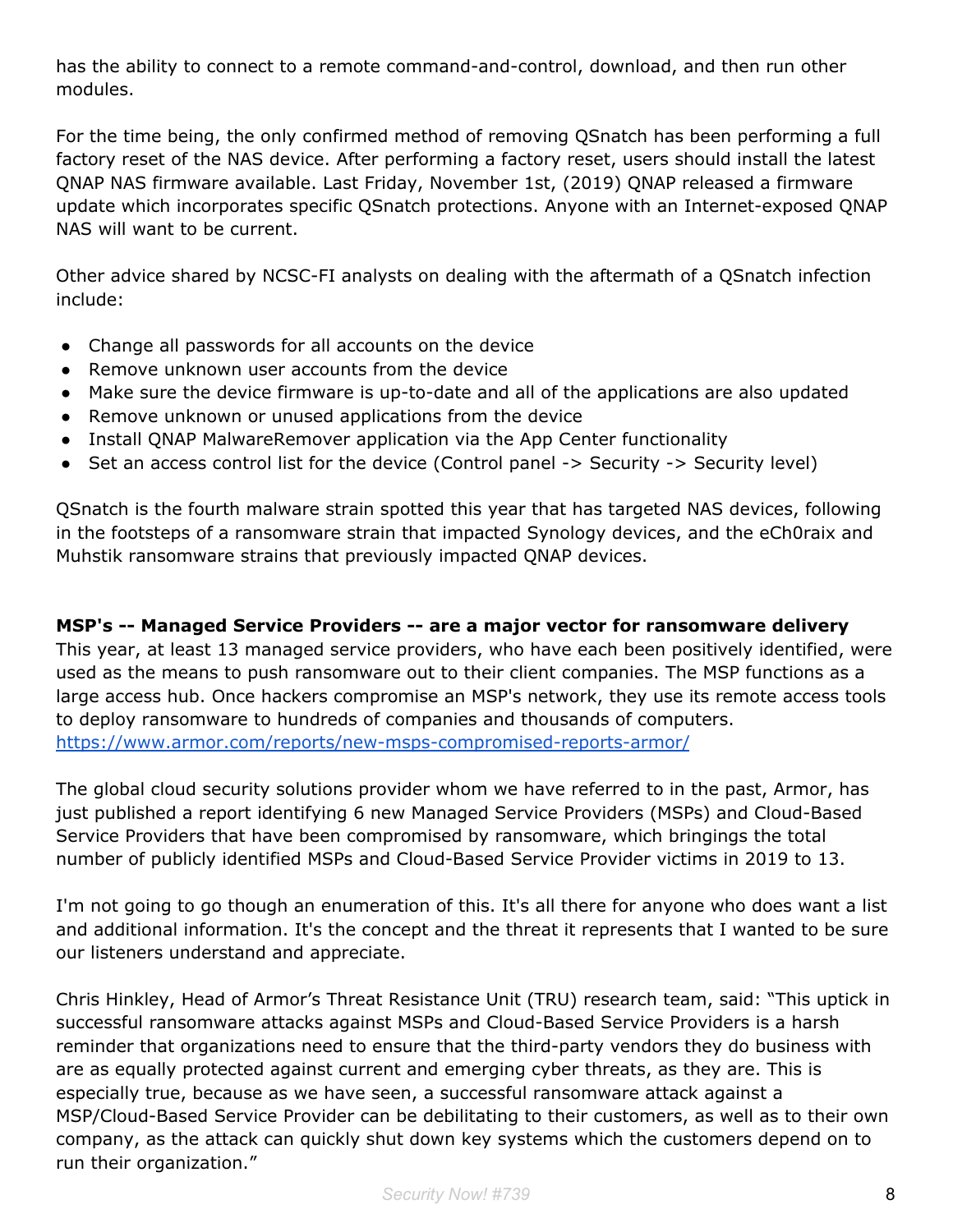has the ability to connect to a remote command-and-control, download, and then run other modules.

For the time being, the only confirmed method of removing QSnatch has been performing a full factory reset of the NAS device. After performing a factory reset, users should install the latest QNAP NAS firmware available. Last Friday, November 1st, (2019) QNAP released a firmware update which incorporates specific QSnatch protections. Anyone with an Internet-exposed QNAP NAS will want to be current.

Other advice shared by NCSC-FI analysts on dealing with the aftermath of a QSnatch infection include:

- Change all passwords for all accounts on the device
- Remove unknown user accounts from the device
- Make sure the device firmware is up-to-date and all of the applications are also updated
- Remove unknown or unused applications from the device
- Install QNAP MalwareRemover application via the App Center functionality
- Set an access control list for the device (Control panel -> Security -> Security level)

QSnatch is the fourth malware strain spotted this year that has targeted NAS devices, following in the footsteps of a ransomware strain that impacted Synology devices, and the eCh0raix and Muhstik ransomware strains that previously impacted QNAP devices.

**MSP's -- Managed Service Providers -- are a major vector for ransomware delivery**
This year, at least 13 managed service providers, who have each been positively identified, were used as the means to push ransomware out to their client companies. The MSP functions as a large access hub. Once hackers compromise an MSP's network, they use its remote access tools to deploy ransomware to hundreds of companies and thousands of computers.
https://www.armor.com/reports/new-msps-compromised-reports-armor/

The global cloud security solutions provider whom we have referred to in the past, Armor, has just published a report identifying 6 new Managed Service Providers (MSPs) and Cloud-Based Service Providers that have been compromised by ransomware, which bringings the total number of publicly identified MSPs and Cloud-Based Service Provider victims in 2019 to 13.

I'm not going to go though an enumeration of this. It's all there for anyone who does want a list and additional information. It's the concept and the threat it represents that I wanted to be sure our listeners understand and appreciate.

Chris Hinkley, Head of Armor's Threat Resistance Unit (TRU) research team, said: "This uptick in successful ransomware attacks against MSPs and Cloud-Based Service Providers is a harsh reminder that organizations need to ensure that the third-party vendors they do business with are as equally protected against current and emerging cyber threats, as they are. This is especially true, because as we have seen, a successful ransomware attack against a MSP/Cloud-Based Service Provider can be debilitating to their customers, as well as to their own company, as the attack can quickly shut down key systems which the customers depend on to run their organization."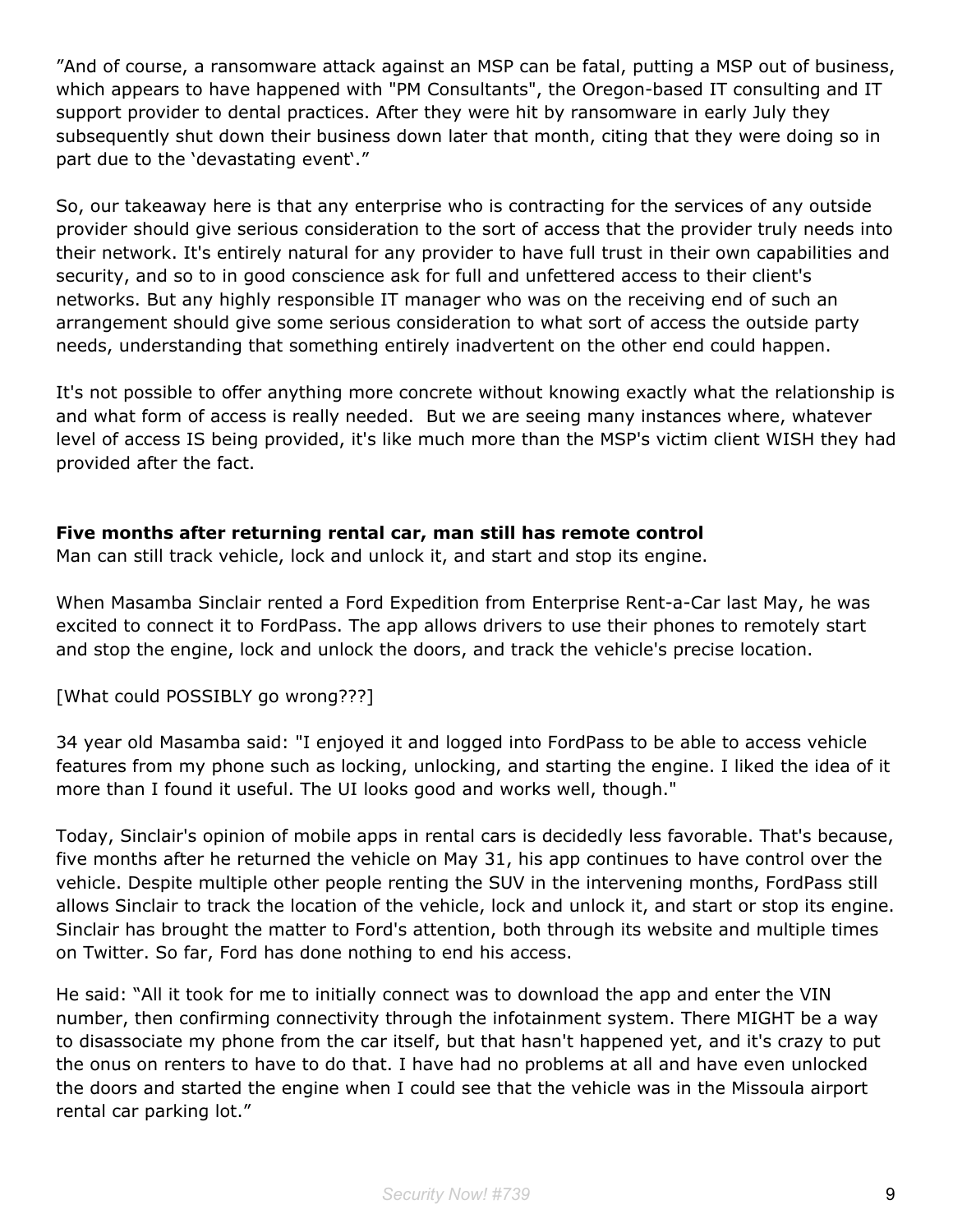”And of course, a ransomware attack against an MSP can be fatal, putting a MSP out of business, which appears to have happened with "PM Consultants", the Oregon-based IT consulting and IT support provider to dental practices. After they were hit by ransomware in early July they subsequently shut down their business down later that month, citing that they were doing so in part due to the ‘devastating event‘.”

So, our takeaway here is that any enterprise who is contracting for the services of any outside provider should give serious consideration to the sort of access that the provider truly needs into their network. It's entirely natural for any provider to have full trust in their own capabilities and security, and so to in good conscience ask for full and unfettered access to their client's networks. But any highly responsible IT manager who was on the receiving end of such an arrangement should give some serious consideration to what sort of access the outside party needs, understanding that something entirely inadvertent on the other end could happen.

It's not possible to offer anything more concrete without knowing exactly what the relationship is and what form of access is really needed. But we are seeing many instances where, whatever level of access IS being provided, it's like much more than the MSP's victim client WISH they had provided after the fact.

**Five months after returning rental car, man still has remote control**

Man can still track vehicle, lock and unlock it, and start and stop its engine.

When Masamba Sinclair rented a Ford Expedition from Enterprise Rent-a-Car last May, he was excited to connect it to FordPass. The app allows drivers to use their phones to remotely start and stop the engine, lock and unlock the doors, and track the vehicle's precise location.

[What could POSSIBLY go wrong???]

34 year old Masamba said: "I enjoyed it and logged into FordPass to be able to access vehicle features from my phone such as locking, unlocking, and starting the engine. I liked the idea of it more than I found it useful. The UI looks good and works well, though."

Today, Sinclair's opinion of mobile apps in rental cars is decidedly less favorable. That's because, five months after he returned the vehicle on May 31, his app continues to have control over the vehicle. Despite multiple other people renting the SUV in the intervening months, FordPass still allows Sinclair to track the location of the vehicle, lock and unlock it, and start or stop its engine. Sinclair has brought the matter to Ford's attention, both through its website and multiple times on Twitter. So far, Ford has done nothing to end his access.

He said: “All it took for me to initially connect was to download the app and enter the VIN number, then confirming connectivity through the infotainment system. There MIGHT be a way to disassociate my phone from the car itself, but that hasn't happened yet, and it's crazy to put the onus on renters to have to do that. I have had no problems at all and have even unlocked the doors and started the engine when I could see that the vehicle was in the Missoula airport rental car parking lot.”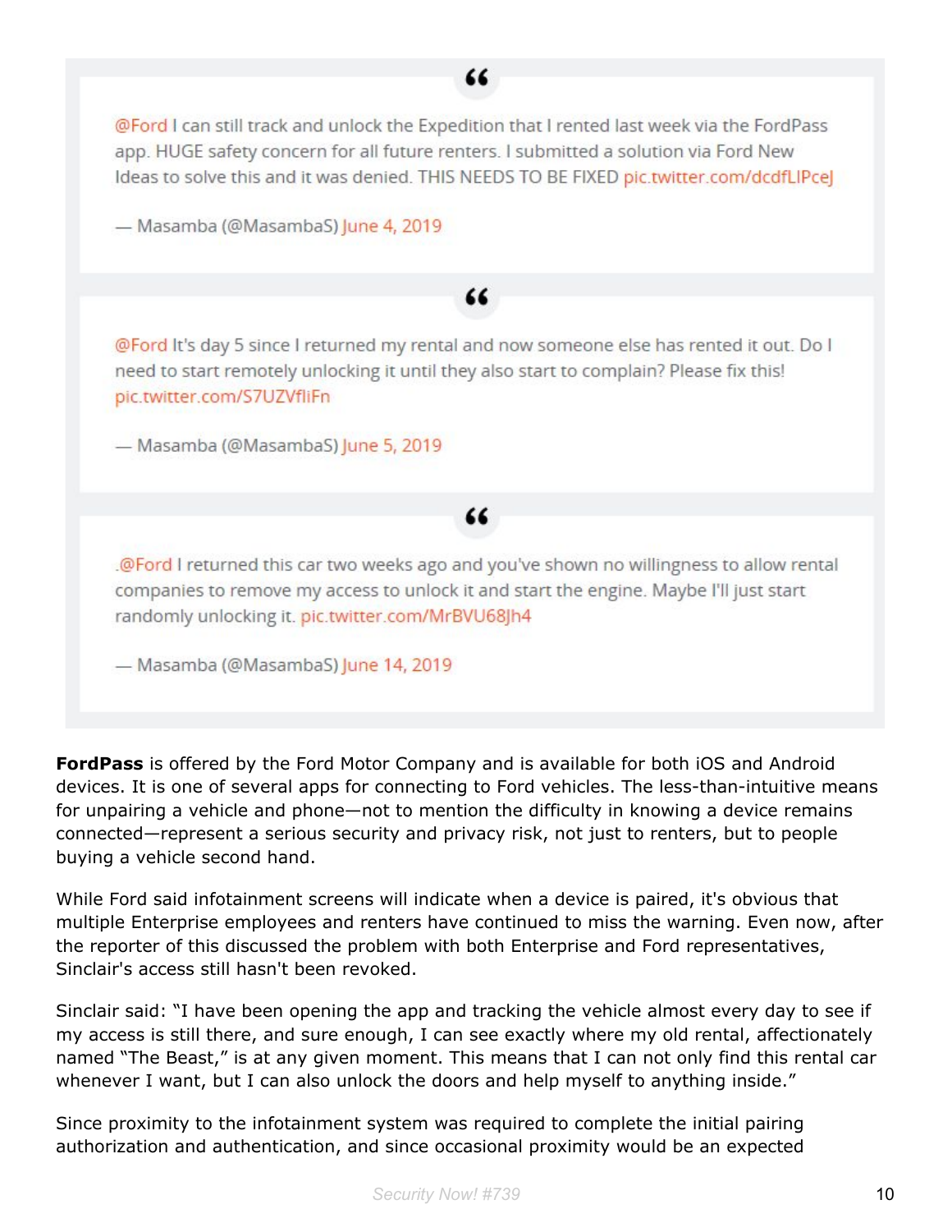> @Ford I can still track and unlock the Expedition that I rented last week via the FordPass app. HUGE safety concern for all future renters. I submitted a solution via Ford New Ideas to solve this and it was denied. THIS NEEDS TO BE FIXED pic.twitter.com/dcdfLIPceJ
>
> — Masamba (@MasambaS) June 4, 2019

> @Ford It's day 5 since I returned my rental and now someone else has rented it out. Do I need to start remotely unlocking it until they also start to complain? Please fix this! pic.twitter.com/S7UZVfliFn
>
> — Masamba (@MasambaS) June 5, 2019

> .@Ford I returned this car two weeks ago and you've shown no willingness to allow rental companies to remove my access to unlock it and start the engine. Maybe I'll just start randomly unlocking it. pic.twitter.com/MrBVU68Jh4
>
> — Masamba (@MasambaS) June 14, 2019

**FordPass** is offered by the Ford Motor Company and is available for both iOS and Android devices. It is one of several apps for connecting to Ford vehicles. The less-than-intuitive means for unpairing a vehicle and phone—not to mention the difficulty in knowing a device remains connected—represent a serious security and privacy risk, not just to renters, but to people buying a vehicle second hand.

While Ford said infotainment screens will indicate when a device is paired, it's obvious that multiple Enterprise employees and renters have continued to miss the warning. Even now, after the reporter of this discussed the problem with both Enterprise and Ford representatives, Sinclair's access still hasn't been revoked.

Sinclair said: "I have been opening the app and tracking the vehicle almost every day to see if my access is still there, and sure enough, I can see exactly where my old rental, affectionately named "The Beast," is at any given moment. This means that I can not only find this rental car whenever I want, but I can also unlock the doors and help myself to anything inside."

Since proximity to the infotainment system was required to complete the initial pairing authorization and authentication, and since occasional proximity would be an expected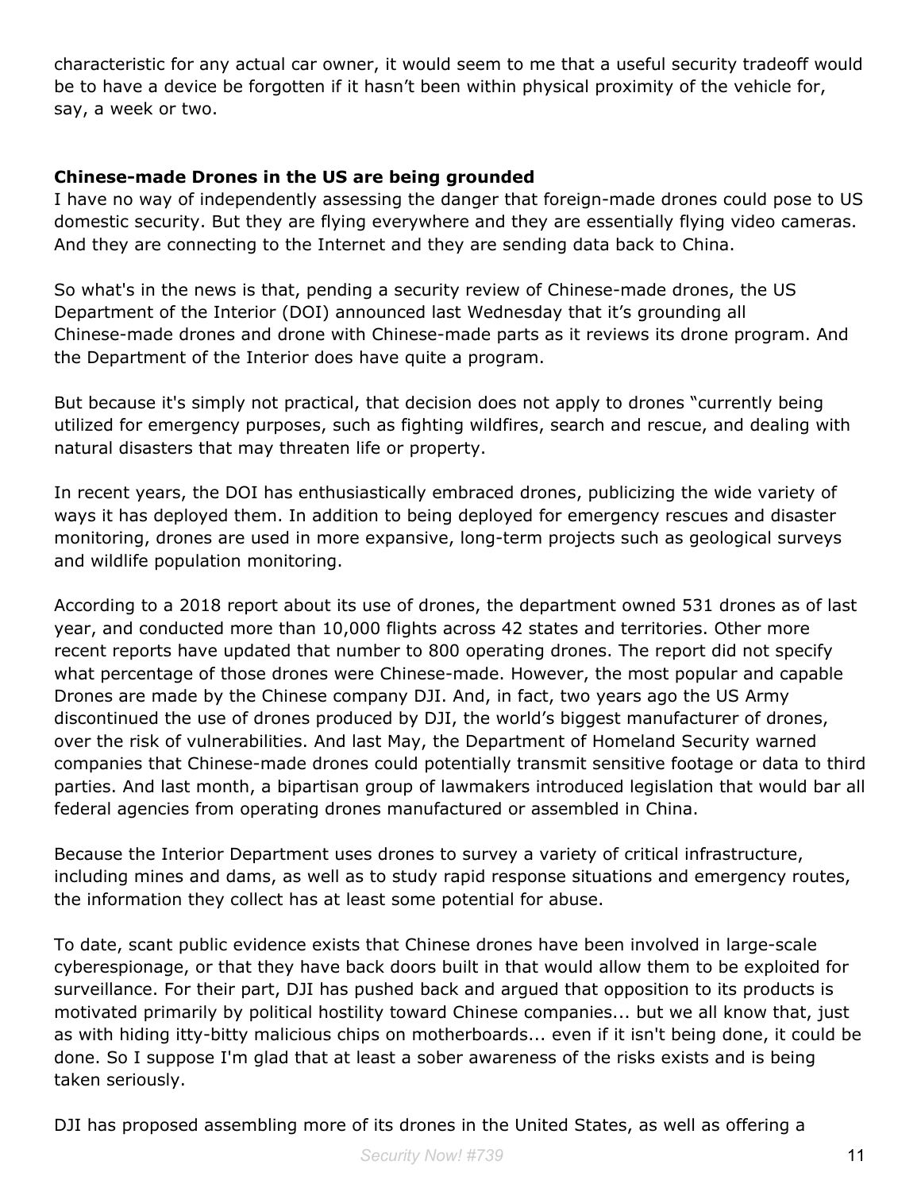characteristic for any actual car owner, it would seem to me that a useful security tradeoff would be to have a device be forgotten if it hasn't been within physical proximity of the vehicle for, say, a week or two.

### Chinese-made Drones in the US are being grounded

I have no way of independently assessing the danger that foreign-made drones could pose to US domestic security. But they are flying everywhere and they are essentially flying video cameras. And they are connecting to the Internet and they are sending data back to China.

So what's in the news is that, pending a security review of Chinese-made drones, the US Department of the Interior (DOI) announced last Wednesday that it's grounding all Chinese-made drones and drone with Chinese-made parts as it reviews its drone program. And the Department of the Interior does have quite a program.

But because it's simply not practical, that decision does not apply to drones "currently being utilized for emergency purposes, such as fighting wildfires, search and rescue, and dealing with natural disasters that may threaten life or property.

In recent years, the DOI has enthusiastically embraced drones, publicizing the wide variety of ways it has deployed them. In addition to being deployed for emergency rescues and disaster monitoring, drones are used in more expansive, long-term projects such as geological surveys and wildlife population monitoring.

According to a 2018 report about its use of drones, the department owned 531 drones as of last year, and conducted more than 10,000 flights across 42 states and territories. Other more recent reports have updated that number to 800 operating drones. The report did not specify what percentage of those drones were Chinese-made. However, the most popular and capable Drones are made by the Chinese company DJI. And, in fact, two years ago the US Army discontinued the use of drones produced by DJI, the world's biggest manufacturer of drones, over the risk of vulnerabilities. And last May, the Department of Homeland Security warned companies that Chinese-made drones could potentially transmit sensitive footage or data to third parties. And last month, a bipartisan group of lawmakers introduced legislation that would bar all federal agencies from operating drones manufactured or assembled in China.

Because the Interior Department uses drones to survey a variety of critical infrastructure, including mines and dams, as well as to study rapid response situations and emergency routes, the information they collect has at least some potential for abuse.

To date, scant public evidence exists that Chinese drones have been involved in large-scale cyberespionage, or that they have back doors built in that would allow them to be exploited for surveillance. For their part, DJI has pushed back and argued that opposition to its products is motivated primarily by political hostility toward Chinese companies... but we all know that, just as with hiding itty-bitty malicious chips on motherboards... even if it isn't being done, it could be done. So I suppose I'm glad that at least a sober awareness of the risks exists and is being taken seriously.

DJI has proposed assembling more of its drones in the United States, as well as offering a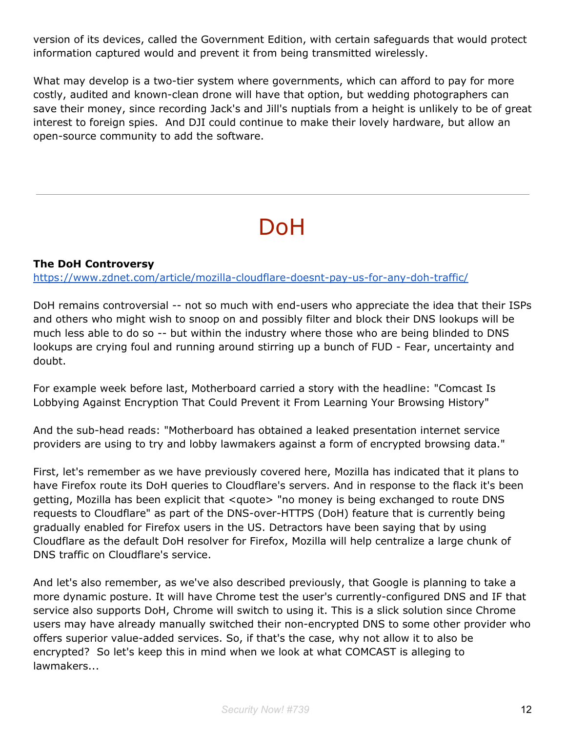version of its devices, called the Government Edition, with certain safeguards that would protect information captured would and prevent it from being transmitted wirelessly.

What may develop is a two-tier system where governments, which can afford to pay for more costly, audited and known-clean drone will have that option, but wedding photographers can save their money, since recording Jack's and Jill's nuptials from a height is unlikely to be of great interest to foreign spies.  And DJI could continue to make their lovely hardware, but allow an open-source community to add the software.

---

# DoH

**The DoH Controversy**
https://www.zdnet.com/article/mozilla-cloudflare-doesnt-pay-us-for-any-doh-traffic/

DoH remains controversial -- not so much with end-users who appreciate the idea that their ISPs and others who might wish to snoop on and possibly filter and block their DNS lookups will be much less able to do so -- but within the industry where those who are being blinded to DNS lookups are crying foul and running around stirring up a bunch of FUD - Fear, uncertainty and doubt.

For example week before last, Motherboard carried a story with the headline: "Comcast Is Lobbying Against Encryption That Could Prevent it From Learning Your Browsing History"

And the sub-head reads: "Motherboard has obtained a leaked presentation internet service providers are using to try and lobby lawmakers against a form of encrypted browsing data."

First, let's remember as we have previously covered here, Mozilla has indicated that it plans to have Firefox route its DoH queries to Cloudflare's servers. And in response to the flack it's been getting, Mozilla has been explicit that <quote> "no money is being exchanged to route DNS requests to Cloudflare" as part of the DNS-over-HTTPS (DoH) feature that is currently being gradually enabled for Firefox users in the US. Detractors have been saying that by using Cloudflare as the default DoH resolver for Firefox, Mozilla will help centralize a large chunk of DNS traffic on Cloudflare's service.

And let's also remember, as we've also described previously, that Google is planning to take a more dynamic posture. It will have Chrome test the user's currently-configured DNS and IF that service also supports DoH, Chrome will switch to using it. This is a slick solution since Chrome users may have already manually switched their non-encrypted DNS to some other provider who offers superior value-added services. So, if that's the case, why not allow it to also be encrypted?  So let's keep this in mind when we look at what COMCAST is alleging to lawmakers...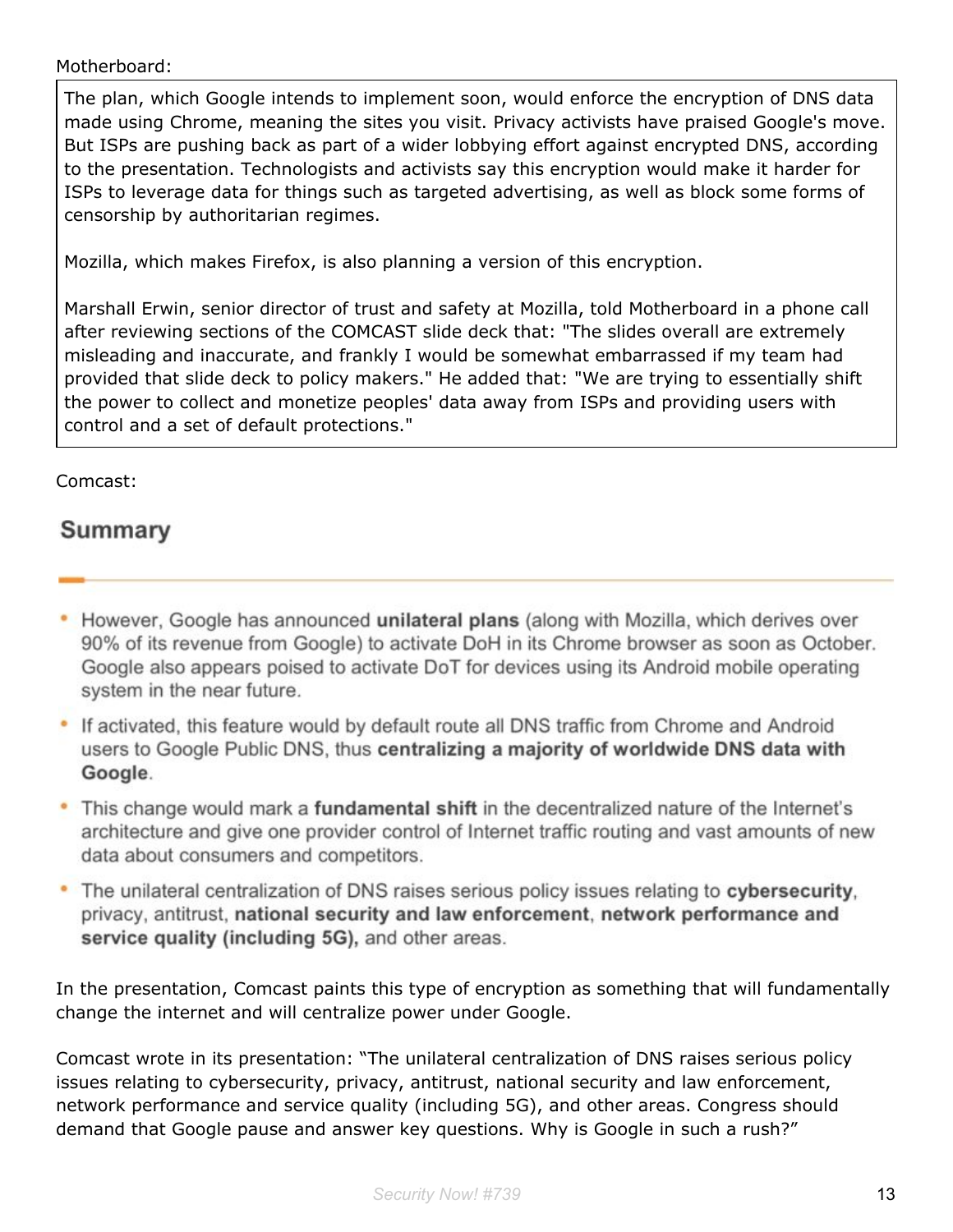Motherboard:

> The plan, which Google intends to implement soon, would enforce the encryption of DNS data made using Chrome, meaning the sites you visit. Privacy activists have praised Google's move. But ISPs are pushing back as part of a wider lobbying effort against encrypted DNS, according to the presentation. Technologists and activists say this encryption would make it harder for ISPs to leverage data for things such as targeted advertising, as well as block some forms of censorship by authoritarian regimes.
>
> Mozilla, which makes Firefox, is also planning a version of this encryption.
>
> Marshall Erwin, senior director of trust and safety at Mozilla, told Motherboard in a phone call after reviewing sections of the COMCAST slide deck that: "The slides overall are extremely misleading and inaccurate, and frankly I would be somewhat embarrassed if my team had provided that slide deck to policy makers." He added that: "We are trying to essentially shift the power to collect and monetize peoples' data away from ISPs and providing users with control and a set of default protections."

Comcast:

## Summary

- However, Google has announced **unilateral plans** (along with Mozilla, which derives over 90% of its revenue from Google) to activate DoH in its Chrome browser as soon as October. Google also appears poised to activate DoT for devices using its Android mobile operating system in the near future.
- If activated, this feature would by default route all DNS traffic from Chrome and Android users to Google Public DNS, thus **centralizing a majority of worldwide DNS data with Google**.
- This change would mark a **fundamental shift** in the decentralized nature of the Internet's architecture and give one provider control of Internet traffic routing and vast amounts of new data about consumers and competitors.
- The unilateral centralization of DNS raises serious policy issues relating to **cybersecurity**, privacy, antitrust, **national security and law enforcement**, **network performance and service quality (including 5G)**, and other areas.

In the presentation, Comcast paints this type of encryption as something that will fundamentally change the internet and will centralize power under Google.

Comcast wrote in its presentation: "The unilateral centralization of DNS raises serious policy issues relating to cybersecurity, privacy, antitrust, national security and law enforcement, network performance and service quality (including 5G), and other areas. Congress should demand that Google pause and answer key questions. Why is Google in such a rush?"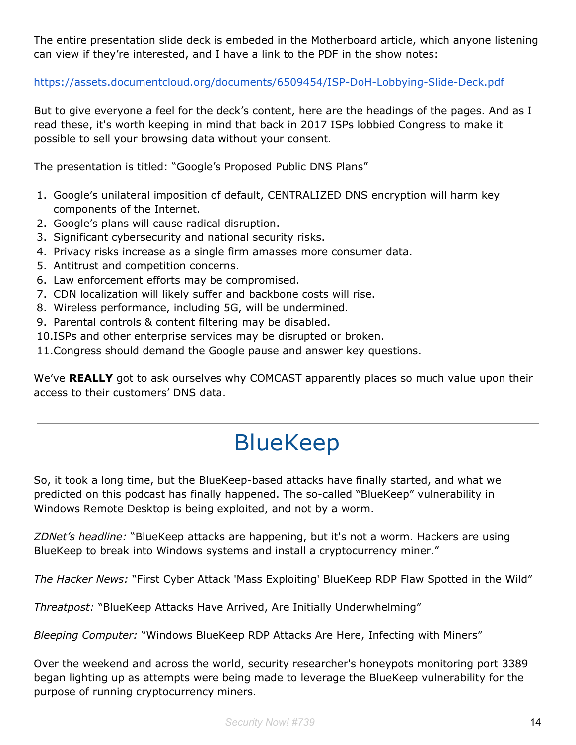The entire presentation slide deck is embeded in the Motherboard article, which anyone listening can view if they're interested, and I have a link to the PDF in the show notes:

https://assets.documentcloud.org/documents/6509454/ISP-DoH-Lobbying-Slide-Deck.pdf

But to give everyone a feel for the deck's content, here are the headings of the pages. And as I read these, it's worth keeping in mind that back in 2017 ISPs lobbied Congress to make it possible to sell your browsing data without your consent.

The presentation is titled: "Google's Proposed Public DNS Plans"

1. Google's unilateral imposition of default, CENTRALIZED DNS encryption will harm key components of the Internet.
2. Google's plans will cause radical disruption.
3. Significant cybersecurity and national security risks.
4. Privacy risks increase as a single firm amasses more consumer data.
5. Antitrust and competition concerns.
6. Law enforcement efforts may be compromised.
7. CDN localization will likely suffer and backbone costs will rise.
8. Wireless performance, including 5G, will be undermined.
9. Parental controls & content filtering may be disabled.
10. ISPs and other enterprise services may be disrupted or broken.
11. Congress should demand the Google pause and answer key questions.

We've **REALLY** got to ask ourselves why COMCAST apparently places so much value upon their access to their customers' DNS data.

---

# BlueKeep

So, it took a long time, but the BlueKeep-based attacks have finally started, and what we predicted on this podcast has finally happened. The so-called "BlueKeep" vulnerability in Windows Remote Desktop is being exploited, and not by a worm.

*ZDNet's headline:* "BlueKeep attacks are happening, but it's not a worm. Hackers are using BlueKeep to break into Windows systems and install a cryptocurrency miner."

*The Hacker News:* "First Cyber Attack 'Mass Exploiting' BlueKeep RDP Flaw Spotted in the Wild"

*Threatpost:* "BlueKeep Attacks Have Arrived, Are Initially Underwhelming"

*Bleeping Computer:* "Windows BlueKeep RDP Attacks Are Here, Infecting with Miners"

Over the weekend and across the world, security researcher's honeypots monitoring port 3389 began lighting up as attempts were being made to leverage the BlueKeep vulnerability for the purpose of running cryptocurrency miners.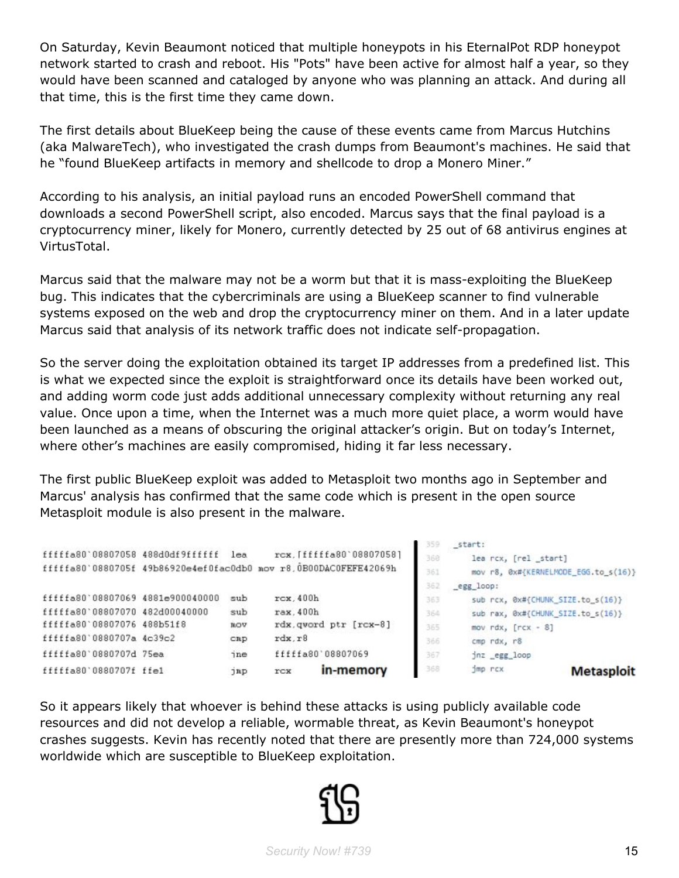On Saturday, Kevin Beaumont noticed that multiple honeypots in his EternalPot RDP honeypot network started to crash and reboot. His "Pots" have been active for almost half a year, so they would have been scanned and cataloged by anyone who was planning an attack. And during all that time, this is the first time they came down.

The first details about BlueKeep being the cause of these events came from Marcus Hutchins (aka MalwareTech), who investigated the crash dumps from Beaumont's machines. He said that he "found BlueKeep artifacts in memory and shellcode to drop a Monero Miner."

According to his analysis, an initial payload runs an encoded PowerShell command that downloads a second PowerShell script, also encoded. Marcus says that the final payload is a cryptocurrency miner, likely for Monero, currently detected by 25 out of 68 antivirus engines at VirtusTotal.

Marcus said that the malware may not be a worm but that it is mass-exploiting the BlueKeep bug. This indicates that the cybercriminals are using a BlueKeep scanner to find vulnerable systems exposed on the web and drop the cryptocurrency miner on them. And in a later update Marcus said that analysis of its network traffic does not indicate self-propagation.

So the server doing the exploitation obtained its target IP addresses from a predefined list. This is what we expected since the exploit is straightforward once its details have been worked out, and adding worm code just adds additional unnecessary complexity without returning any real value. Once upon a time, when the Internet was a much more quiet place, a worm would have been launched as a means of obscuring the original attacker's origin. But on today's Internet, where other's machines are easily compromised, hiding it far less necessary.

The first public BlueKeep exploit was added to Metasploit two months ago in September and Marcus' analysis has confirmed that the same code which is present in the open source Metasploit module is also present in the malware.

```
fffffa80`08807058 488d0df9ffffff  lea     rcx,[fffffa80`08807058]
fffffa80`0880705f 49b86920e4ef0fac0db0 mov r8,0B00DAC0FEFE42069h

fffffa80`08807069 4881e900040000  sub     rcx,400h
fffffa80`08807070 482d00040000    sub     rax,400h
fffffa80`08807076 488b51f8        mov     rdx,qword ptr [rcx-8]
fffffa80`0880707a 4c39c2          cmp     rdx,r8
fffffa80`0880707d 75ea            jne     fffffa80`08807069
fffffa80`0880707f ffe1            jmp     rcx
```

in-memory

```
359  _start:
360      lea rcx, [rel _start]
361      mov r8, 0x#{KERNELMODE_EGG.to_s(16)}
362  _egg_loop:
363      sub rcx, 0x#{CHUNK_SIZE.to_s(16)}
364      sub rax, 0x#{CHUNK_SIZE.to_s(16)}
365      mov rdx, [rcx - 8]
366      cmp rdx, r8
367      jnz _egg_loop
368      jmp rcx
```

Metasploit

So it appears likely that whoever is behind these attacks is using publicly available code resources and did not develop a reliable, wormable threat, as Kevin Beaumont's honeypot crashes suggests. Kevin has recently noted that there are presently more than 724,000 systems worldwide which are susceptible to BlueKeep exploitation.